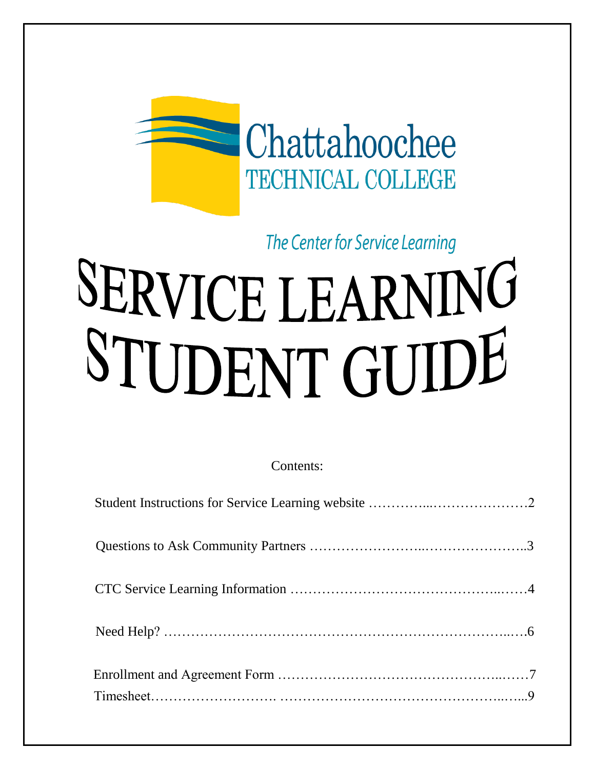Chattahoochee
TECHNICAL COLLEGE

*The Center for Service Learning*

# SERVICE LEARNING STUDENT GUIDE

Contents:

Student Instructions for Service Learning website …………...…………………2

Questions to Ask Community Partners ……………………...…………………..3

CTC Service Learning Information ……………………………………...……4

Need Help? ……………………………………………………………………...…6

Enrollment and Agreement Form ………………………………………...……7

Timesheet……………………… ………………………………………...…...9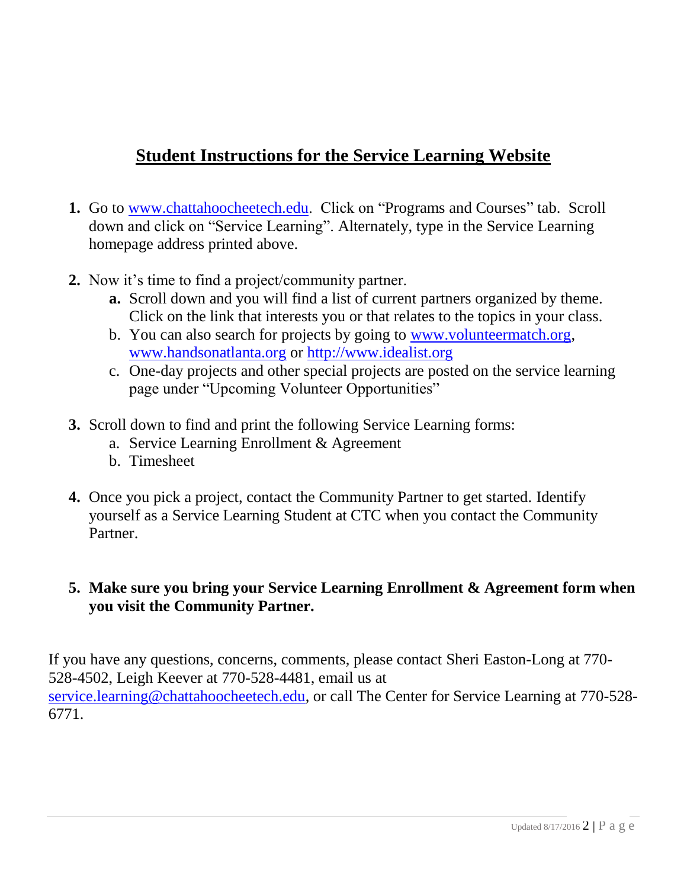# Student Instructions for the Service Learning Website

1. Go to www.chattahoocheetech.edu. Click on "Programs and Courses" tab. Scroll down and click on "Service Learning". Alternately, type in the Service Learning homepage address printed above.

2. Now it's time to find a project/community partner.
   - **a.** Scroll down and you will find a list of current partners organized by theme. Click on the link that interests you or that relates to the topics in your class.
   - b. You can also search for projects by going to www.volunteermatch.org, www.handsonatlanta.org or http://www.idealist.org
   - c. One-day projects and other special projects are posted on the service learning page under "Upcoming Volunteer Opportunities"

3. Scroll down to find and print the following Service Learning forms:
   - a. Service Learning Enrollment & Agreement
   - b. Timesheet

4. Once you pick a project, contact the Community Partner to get started. Identify yourself as a Service Learning Student at CTC when you contact the Community Partner.

5. **Make sure you bring your Service Learning Enrollment & Agreement form when you visit the Community Partner.**

If you have any questions, concerns, comments, please contact Sheri Easton-Long at 770-528-4502, Leigh Keever at 770-528-4481, email us at service.learning@chattahoocheetech.edu, or call The Center for Service Learning at 770-528-6771.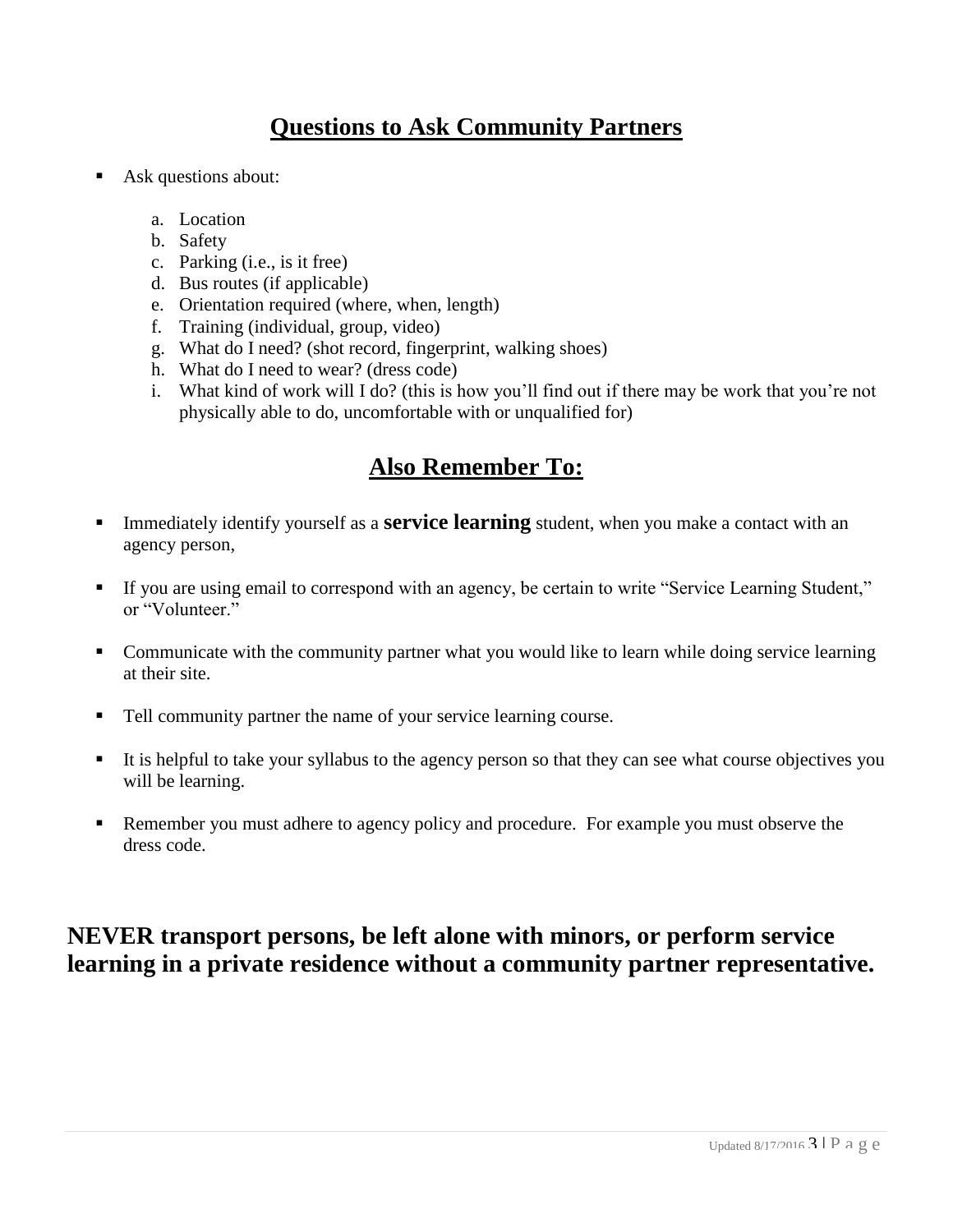## Questions to Ask Community Partners

- Ask questions about:

  a. Location
  b. Safety
  c. Parking (i.e., is it free)
  d. Bus routes (if applicable)
  e. Orientation required (where, when, length)
  f. Training (individual, group, video)
  g. What do I need? (shot record, fingerprint, walking shoes)
  h. What do I need to wear? (dress code)
  i. What kind of work will I do? (this is how you'll find out if there may be work that you're not physically able to do, uncomfortable with or unqualified for)

## Also Remember To:

- Immediately identify yourself as a **service learning** student, when you make a contact with an agency person,
- If you are using email to correspond with an agency, be certain to write "Service Learning Student," or "Volunteer."
- Communicate with the community partner what you would like to learn while doing service learning at their site.
- Tell community partner the name of your service learning course.
- It is helpful to take your syllabus to the agency person so that they can see what course objectives you will be learning.
- Remember you must adhere to agency policy and procedure. For example you must observe the dress code.

**NEVER transport persons, be left alone with minors, or perform service learning in a private residence without a community partner representative.**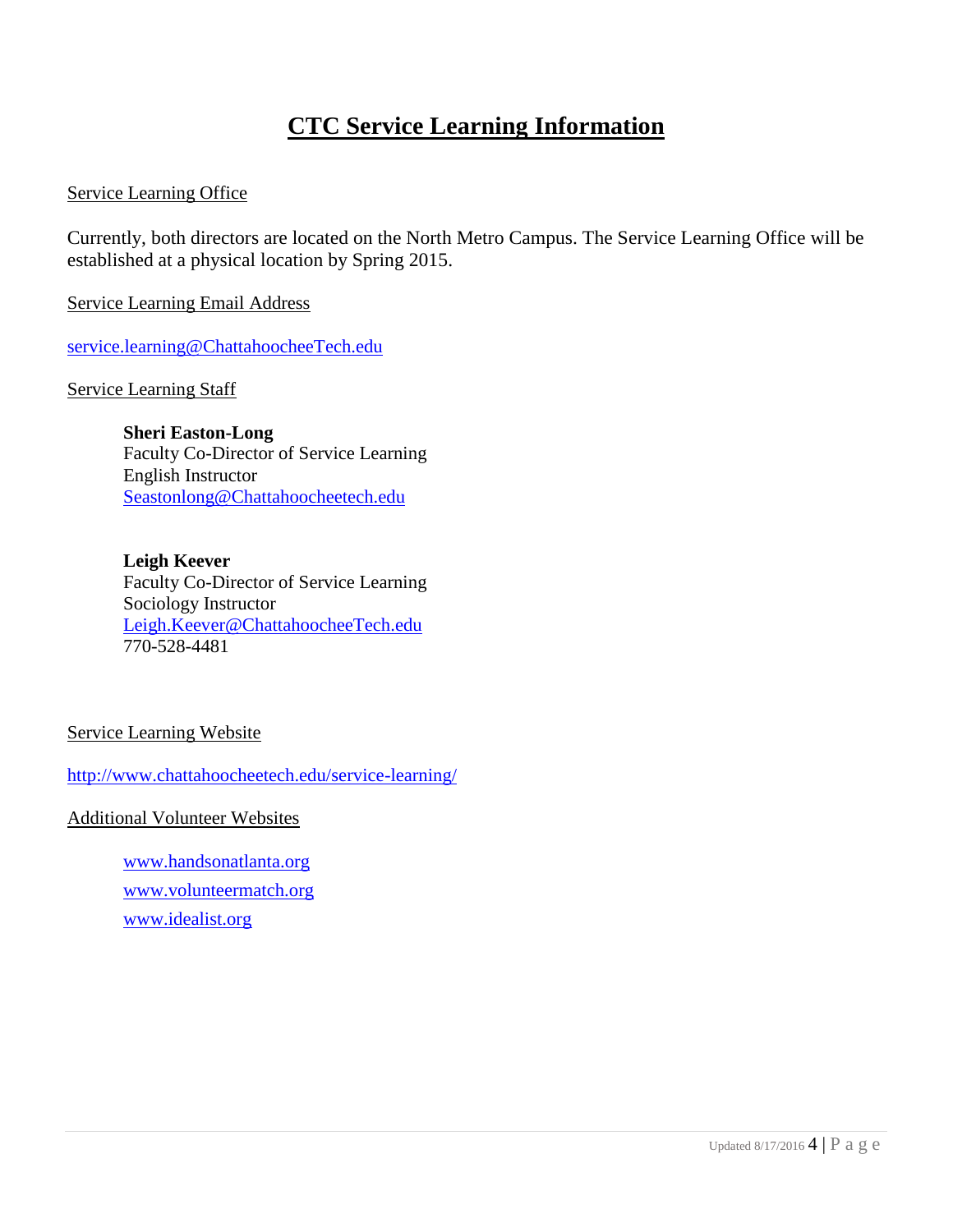# CTC Service Learning Information

Service Learning Office

Currently, both directors are located on the North Metro Campus. The Service Learning Office will be established at a physical location by Spring 2015.

Service Learning Email Address

service.learning@ChattahoocheeTech.edu

Service Learning Staff

**Sheri Easton-Long**
Faculty Co-Director of Service Learning
English Instructor
Seastonlong@Chattahoocheetech.edu

**Leigh Keever**
Faculty Co-Director of Service Learning
Sociology Instructor
Leigh.Keever@ChattahoocheeTech.edu
770-528-4481

Service Learning Website

http://www.chattahoocheetech.edu/service-learning/

Additional Volunteer Websites

- www.handsonatlanta.org
- www.volunteermatch.org
- www.idealist.org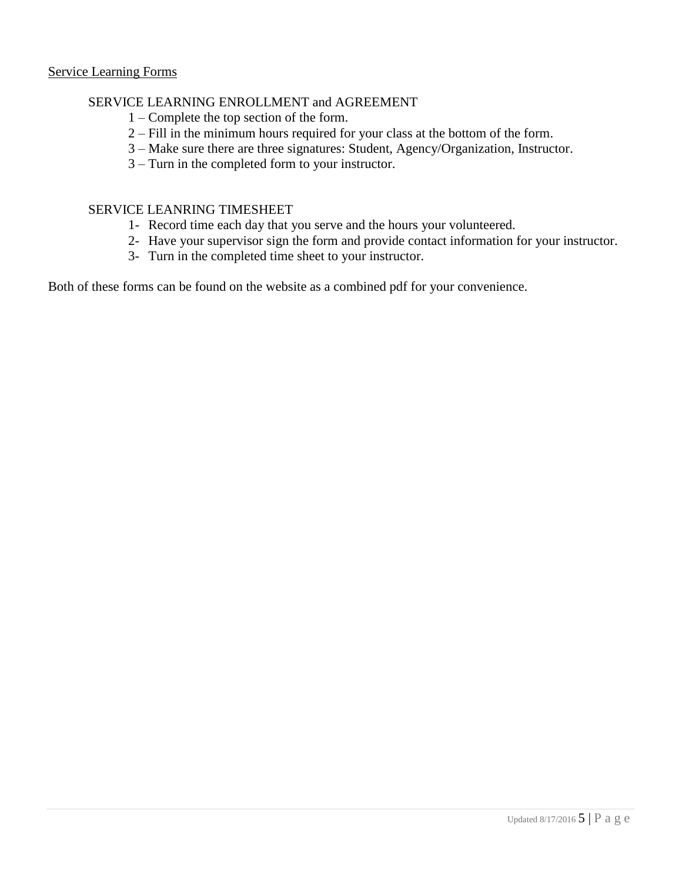<u>Service Learning Forms</u>

SERVICE LEARNING ENROLLMENT and AGREEMENT

1 – Complete the top section of the form.
2 – Fill in the minimum hours required for your class at the bottom of the form.
3 – Make sure there are three signatures: Student, Agency/Organization, Instructor.
3 – Turn in the completed form to your instructor.

SERVICE LEANRING TIMESHEET

1- Record time each day that you serve and the hours your volunteered.
2- Have your supervisor sign the form and provide contact information for your instructor.
3- Turn in the completed time sheet to your instructor.

Both of these forms can be found on the website as a combined pdf for your convenience.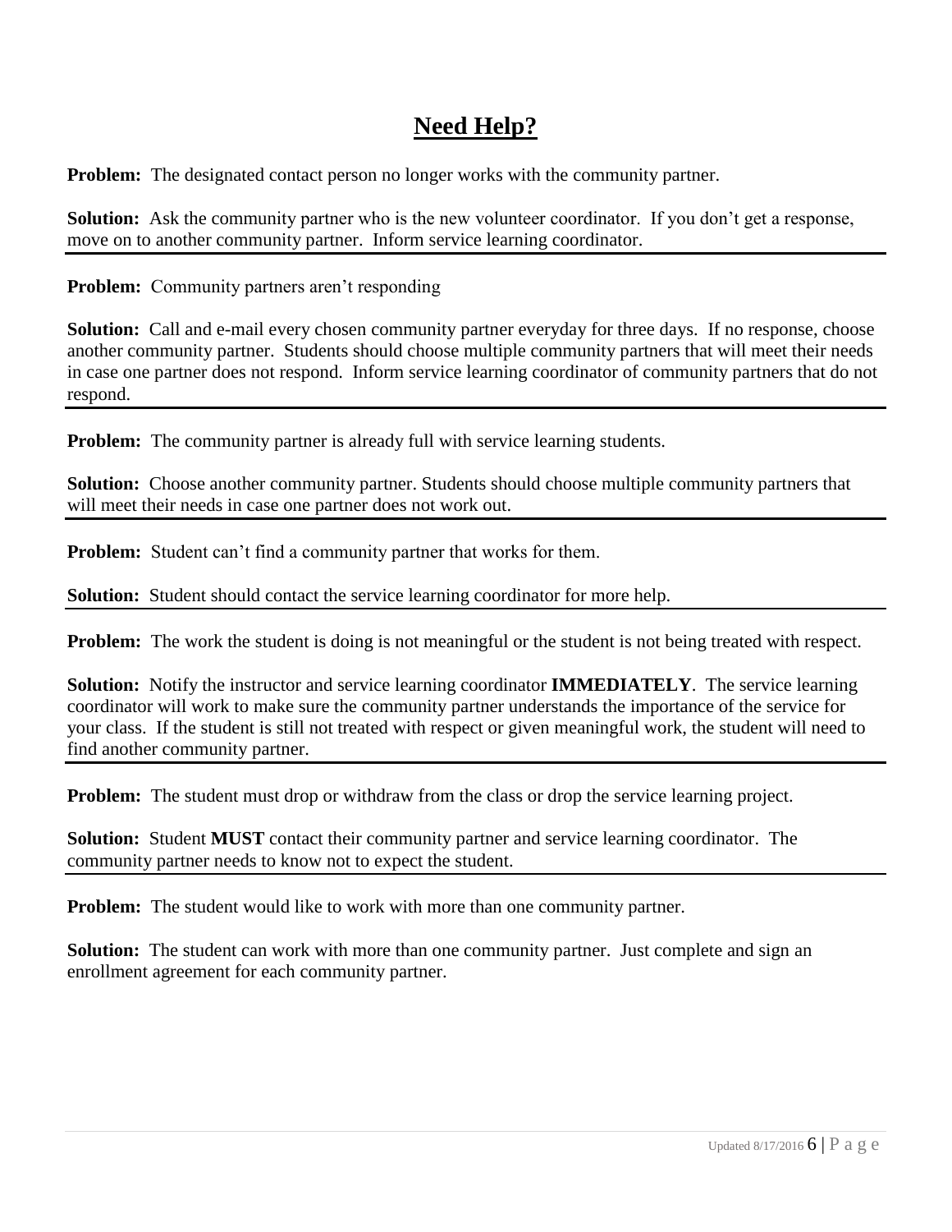## Need Help?

**Problem:** The designated contact person no longer works with the community partner.

**Solution:** Ask the community partner who is the new volunteer coordinator. If you don't get a response, move on to another community partner. Inform service learning coordinator.

---

**Problem:** Community partners aren't responding

**Solution:** Call and e-mail every chosen community partner everyday for three days. If no response, choose another community partner. Students should choose multiple community partners that will meet their needs in case one partner does not respond. Inform service learning coordinator of community partners that do not respond.

---

**Problem:** The community partner is already full with service learning students.

**Solution:** Choose another community partner. Students should choose multiple community partners that will meet their needs in case one partner does not work out.

---

**Problem:** Student can't find a community partner that works for them.

**Solution:** Student should contact the service learning coordinator for more help.

---

**Problem:** The work the student is doing is not meaningful or the student is not being treated with respect.

**Solution:** Notify the instructor and service learning coordinator **IMMEDIATELY**. The service learning coordinator will work to make sure the community partner understands the importance of the service for your class. If the student is still not treated with respect or given meaningful work, the student will need to find another community partner.

---

**Problem:** The student must drop or withdraw from the class or drop the service learning project.

**Solution:** Student **MUST** contact their community partner and service learning coordinator. The community partner needs to know not to expect the student.

---

**Problem:** The student would like to work with more than one community partner.

**Solution:** The student can work with more than one community partner. Just complete and sign an enrollment agreement for each community partner.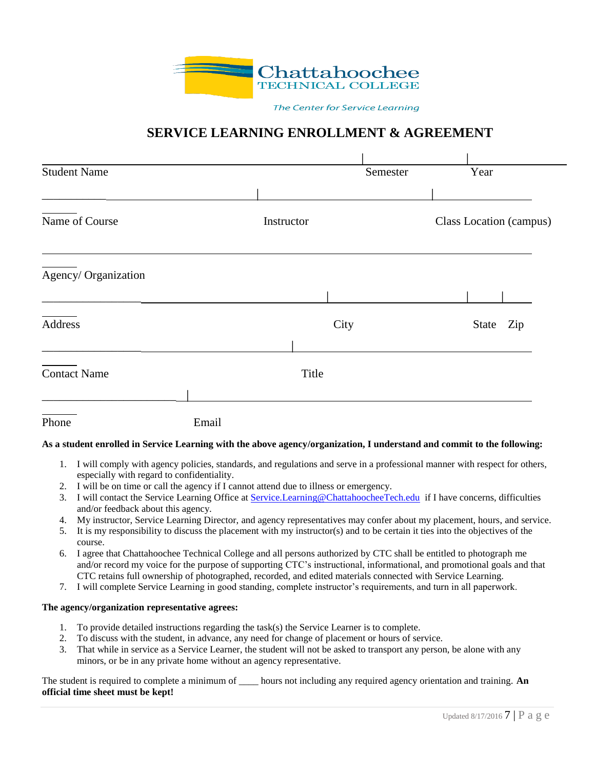Chattahoochee TECHNICAL COLLEGE

*The Center for Service Learning*

# SERVICE LEARNING ENROLLMENT & AGREEMENT

| Student Name | | Semester | Year |
|---|---|---|---|
| | | | |

| Name of Course | Instructor | Class Location (campus) |
|---|---|---|
| | | |

| Agency/ Organization |
|---|
| |

| Address | City | State | Zip |
|---|---|---|---|
| | | | |

| Contact Name | Title |
|---|---|
| | |

| Phone | Email |
|---|---|
| | |

**As a student enrolled in Service Learning with the above agency/organization, I understand and commit to the following:**

1. I will comply with agency policies, standards, and regulations and serve in a professional manner with respect for others, especially with regard to confidentiality.
2. I will be on time or call the agency if I cannot attend due to illness or emergency.
3. I will contact the Service Learning Office at Service.Learning@ChattahoocheeTech.edu if I have concerns, difficulties and/or feedback about this agency.
4. My instructor, Service Learning Director, and agency representatives may confer about my placement, hours, and service.
5. It is my responsibility to discuss the placement with my instructor(s) and to be certain it ties into the objectives of the course.
6. I agree that Chattahoochee Technical College and all persons authorized by CTC shall be entitled to photograph me and/or record my voice for the purpose of supporting CTC's instructional, informational, and promotional goals and that CTC retains full ownership of photographed, recorded, and edited materials connected with Service Learning.
7. I will complete Service Learning in good standing, complete instructor's requirements, and turn in all paperwork.

**The agency/organization representative agrees:**

1. To provide detailed instructions regarding the task(s) the Service Learner is to complete.
2. To discuss with the student, in advance, any need for change of placement or hours of service.
3. That while in service as a Service Learner, the student will not be asked to transport any person, be alone with any minors, or be in any private home without an agency representative.

The student is required to complete a minimum of ____ hours not including any required agency orientation and training. **An official time sheet must be kept!**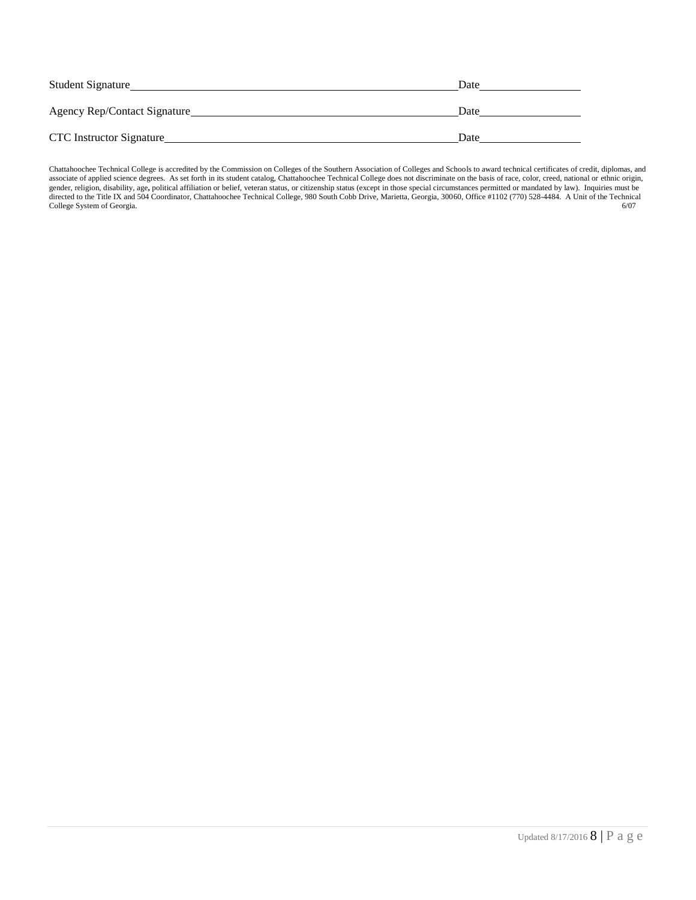Student Signature\_\_\_\_\_\_\_\_\_\_\_\_\_\_\_\_\_\_\_\_\_\_\_\_\_\_\_\_\_\_\_\_\_\_\_\_\_\_\_\_\_\_\_\_\_\_\_\_\_\_\_\_Date\_\_\_\_\_\_\_\_\_\_\_\_\_\_\_\_\_\_

Agency Rep/Contact Signature\_\_\_\_\_\_\_\_\_\_\_\_\_\_\_\_\_\_\_\_\_\_\_\_\_\_\_\_\_\_\_\_\_\_\_\_\_\_\_\_\_\_\_Date\_\_\_\_\_\_\_\_\_\_\_\_\_\_\_\_\_\_

CTC Instructor Signature\_\_\_\_\_\_\_\_\_\_\_\_\_\_\_\_\_\_\_\_\_\_\_\_\_\_\_\_\_\_\_\_\_\_\_\_\_\_\_\_\_\_\_\_\_\_\_\_Date\_\_\_\_\_\_\_\_\_\_\_\_\_\_\_\_\_\_

Chattahoochee Technical College is accredited by the Commission on Colleges of the Southern Association of Colleges and Schools to award technical certificates of credit, diplomas, and associate of applied science degrees. As set forth in its student catalog, Chattahoochee Technical College does not discriminate on the basis of race, color, creed, national or ethnic origin, gender, religion, disability, age, political affiliation or belief, veteran status, or citizenship status (except in those special circumstances permitted or mandated by law). Inquiries must be directed to the Title IX and 504 Coordinator, Chattahoochee Technical College, 980 South Cobb Drive, Marietta, Georgia, 30060, Office #1102 (770) 528-4484. A Unit of the Technical College System of Georgia. 6/07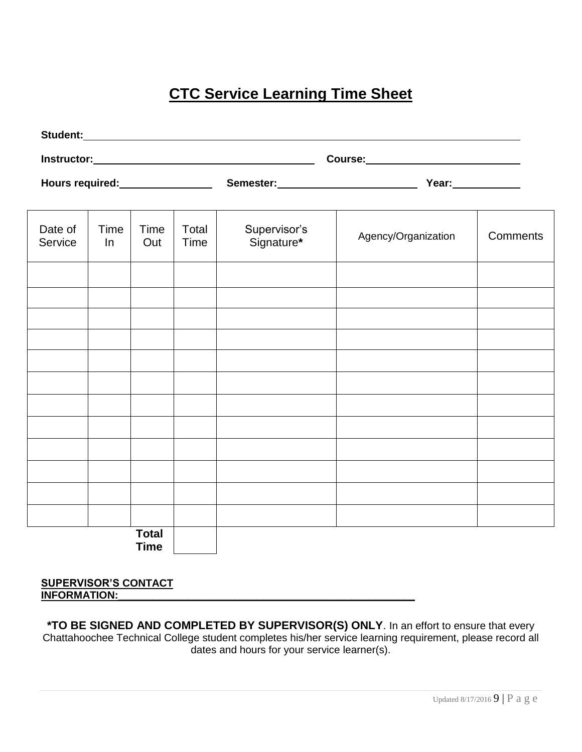# CTC Service Learning Time Sheet

**Student:** ____________________________________________

**Instructor:** ______________________ **Course:** ______________________

**Hours required:** ____________ **Semester:** ____________________ **Year:** __________

| Date of Service | Time In | Time Out | Total Time | Supervisor's Signature* | Agency/Organization | Comments |
|---|---|---|---|---|---|---|
| | | | | | | |
| | | | | | | |
| | | | | | | |
| | | | | | | |
| | | | | | | |
| | | | | | | |
| | | | | | | |
| | | | | | | |
| | | | | | | |
| | | | | | | |
| | | | | | | |
| | | | | | | |
| | | **Total Time** | | | | |

**SUPERVISOR'S CONTACT INFORMATION:**___________________________________________

**\*TO BE SIGNED AND COMPLETED BY SUPERVISOR(S) ONLY**. In an effort to ensure that every Chattahoochee Technical College student completes his/her service learning requirement, please record all dates and hours for your service learner(s).

Updated 8/17/2016